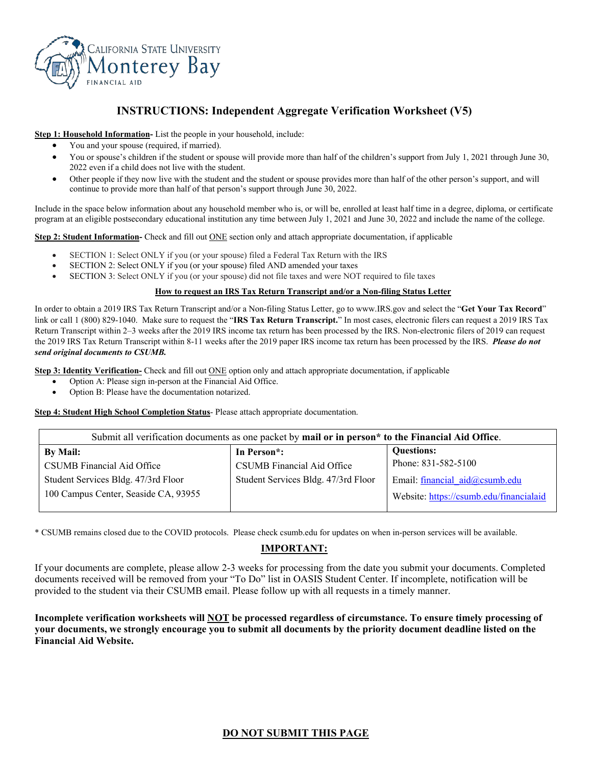California State University Monterey Bay Financial Aid

# INSTRUCTIONS: Independent Aggregate Verification Worksheet (V5)

**Step 1: Household Information-** List the people in your household, include:

- You and your spouse (required, if married).
- You or spouse's children if the student or spouse will provide more than half of the children's support from July 1, 2021 through June 30, 2022 even if a child does not live with the student.
- Other people if they now live with the student and the student or spouse provides more than half of the other person's support, and will continue to provide more than half of that person's support through June 30, 2022.

Include in the space below information about any household member who is, or will be, enrolled at least half time in a degree, diploma, or certificate program at an eligible postsecondary educational institution any time between July 1, 2021 and June 30, 2022 and include the name of the college.

**Step 2: Student Information-** Check and fill out ONE section only and attach appropriate documentation, if applicable

- SECTION 1: Select ONLY if you (or your spouse) filed a Federal Tax Return with the IRS
- SECTION 2: Select ONLY if you (or your spouse) filed AND amended your taxes
- SECTION 3: Select ONLY if you (or your spouse) did not file taxes and were NOT required to file taxes

**How to request an IRS Tax Return Transcript and/or a Non-filing Status Letter**

In order to obtain a 2019 IRS Tax Return Transcript and/or a Non-filing Status Letter, go to www.IRS.gov and select the "**Get Your Tax Record**" link or call 1 (800) 829-1040. Make sure to request the "**IRS Tax Return Transcript.**" In most cases, electronic filers can request a 2019 IRS Tax Return Transcript within 2–3 weeks after the 2019 IRS income tax return has been processed by the IRS. Non-electronic filers of 2019 can request the 2019 IRS Tax Return Transcript within 8-11 weeks after the 2019 paper IRS income tax return has been processed by the IRS. ***Please do not send original documents to CSUMB.***

**Step 3: Identity Verification-** Check and fill out ONE option only and attach appropriate documentation, if applicable

- Option A: Please sign in-person at the Financial Aid Office.
- Option B: Please have the documentation notarized.

**Step 4: Student High School Completion Status**- Please attach appropriate documentation.

| Submit all verification documents as one packet by **mail or in person*** to the Financial Aid Office. | | |
|---|---|---|
| **By Mail:**<br>CSUMB Financial Aid Office<br>Student Services Bldg. 47/3rd Floor<br>100 Campus Center, Seaside CA, 93955 | **In Person*:**<br>CSUMB Financial Aid Office<br>Student Services Bldg. 47/3rd Floor | **Questions:**<br>Phone: 831-582-5100<br>Email: financial_aid@csumb.edu<br>Website: https://csumb.edu/financialaid |

\* CSUMB remains closed due to the COVID protocols. Please check csumb.edu for updates on when in-person services will be available.

**IMPORTANT:**

If your documents are complete, please allow 2-3 weeks for processing from the date you submit your documents. Completed documents received will be removed from your "To Do" list in OASIS Student Center. If incomplete, notification will be provided to the student via their CSUMB email. Please follow up with all requests in a timely manner.

**Incomplete verification worksheets will NOT be processed regardless of circumstance. To ensure timely processing of your documents, we strongly encourage you to submit all documents by the priority document deadline listed on the Financial Aid Website.**

**DO NOT SUBMIT THIS PAGE**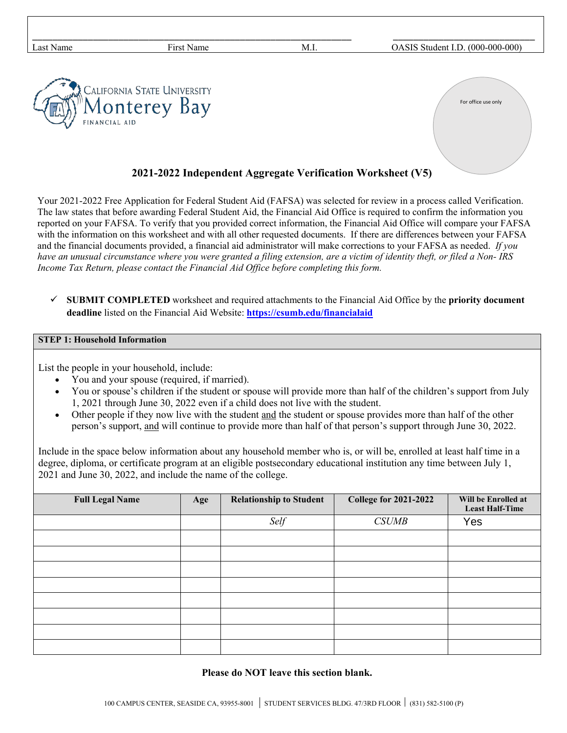| Last Name | First Name | M.I. | OASIS Student I.D. (000-000-000) |
|---|---|---|---|

CALIFORNIA STATE UNIVERSITY
Monterey Bay
FINANCIAL AID

For office use only

## 2021-2022 Independent Aggregate Verification Worksheet (V5)

Your 2021-2022 Free Application for Federal Student Aid (FAFSA) was selected for review in a process called Verification. The law states that before awarding Federal Student Aid, the Financial Aid Office is required to confirm the information you reported on your FAFSA. To verify that you provided correct information, the Financial Aid Office will compare your FAFSA with the information on this worksheet and with all other requested documents. If there are differences between your FAFSA and the financial documents provided, a financial aid administrator will make corrections to your FAFSA as needed. *If you have an unusual circumstance where you were granted a filing extension, are a victim of identity theft, or filed a Non- IRS Income Tax Return, please contact the Financial Aid Office before completing this form.*

✓ **SUBMIT COMPLETED** worksheet and required attachments to the Financial Aid Office by the **priority document deadline** listed on the Financial Aid Website: **https://csumb.edu/financialaid**

### STEP 1: Household Information

List the people in your household, include:

- You and your spouse (required, if married).
- You or spouse's children if the student or spouse will provide more than half of the children's support from July 1, 2021 through June 30, 2022 even if a child does not live with the student.
- Other people if they now live with the student and the student or spouse provides more than half of the other person's support, and will continue to provide more than half of that person's support through June 30, 2022.

Include in the space below information about any household member who is, or will be, enrolled at least half time in a degree, diploma, or certificate program at an eligible postsecondary educational institution any time between July 1, 2021 and June 30, 2022, and include the name of the college.

| Full Legal Name | Age | Relationship to Student | College for 2021-2022 | Will be Enrolled at Least Half-Time |
|---|---|---|---|---|
| | | *Self* | *CSUMB* | Yes |
| | | | | |
| | | | | |
| | | | | |
| | | | | |
| | | | | |
| | | | | |
| | | | | |
| | | | | |

**Please do NOT leave this section blank.**

100 CAMPUS CENTER, SEASIDE CA, 93955-8001 | STUDENT SERVICES BLDG. 47/3RD FLOOR | (831) 582-5100 (P)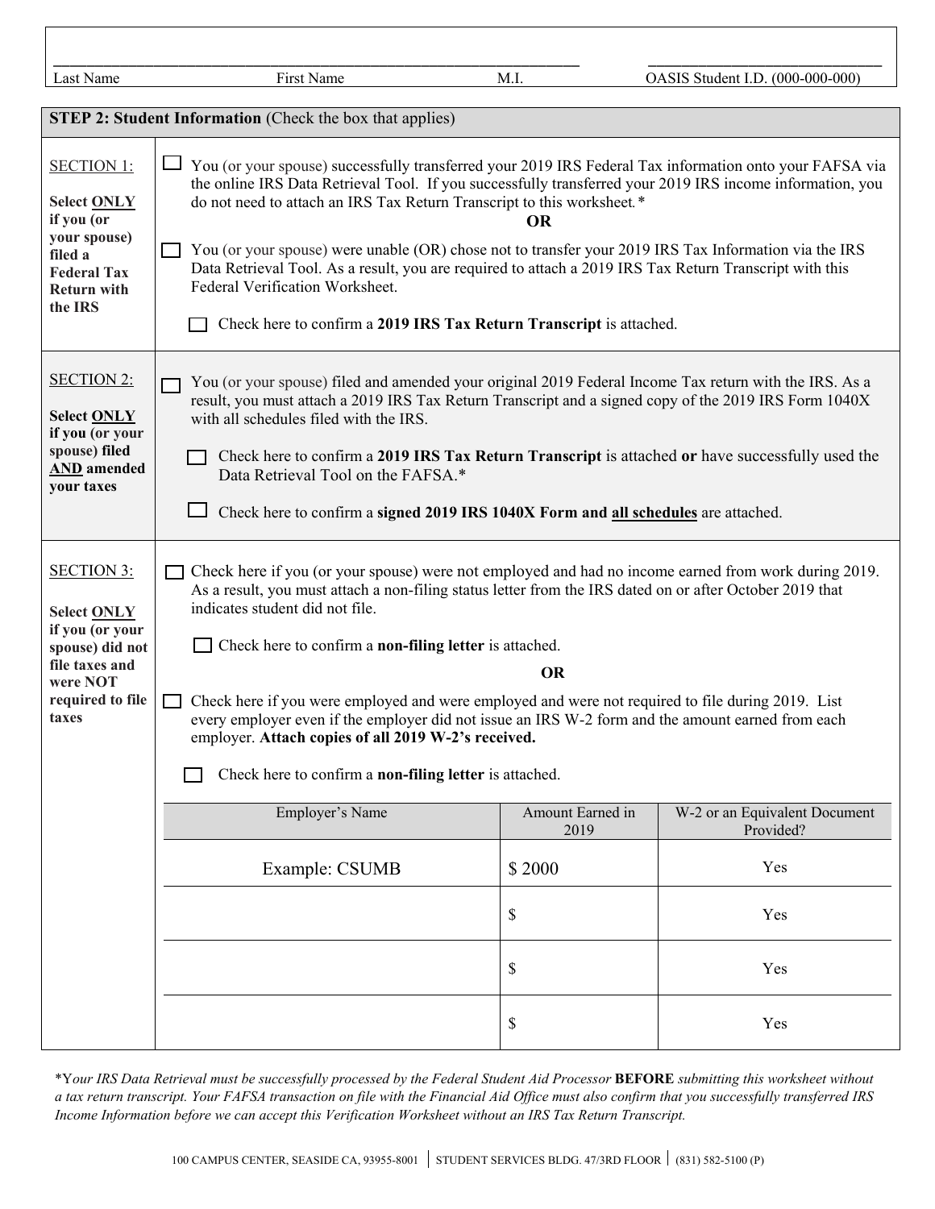| ______________________________ | | | ______________________ |
|---|---|---|---|
| Last Name | First Name | M.I. | OASIS Student I.D. (000-000-000) |

**STEP 2: Student Information** (Check the box that applies)

**SECTION 1:**

**Select ONLY if you (or your spouse) filed a Federal Tax Return with the IRS**

☐ You (or your spouse) successfully transferred your 2019 IRS Federal Tax information onto your FAFSA via the online IRS Data Retrieval Tool. If you successfully transferred your 2019 IRS income information, you do not need to attach an IRS Tax Return Transcript to this worksheet.*

**OR**

☐ You (or your spouse) were unable (OR) chose not to transfer your 2019 IRS Tax Information via the IRS Data Retrieval Tool. As a result, you are required to attach a 2019 IRS Tax Return Transcript with this Federal Verification Worksheet.

☐ Check here to confirm a **2019 IRS Tax Return Transcript** is attached.

**SECTION 2:**

**Select ONLY if you (or your spouse) filed AND amended your taxes**

☐ You (or your spouse) filed and amended your original 2019 Federal Income Tax return with the IRS. As a result, you must attach a 2019 IRS Tax Return Transcript and a signed copy of the 2019 IRS Form 1040X with all schedules filed with the IRS.

☐ Check here to confirm a **2019 IRS Tax Return Transcript** is attached **or** have successfully used the Data Retrieval Tool on the FAFSA.*

☐ Check here to confirm a **signed 2019 IRS 1040X Form and all schedules** are attached.

**SECTION 3:**

**Select ONLY if you (or your spouse) did not file taxes and were NOT required to file taxes**

☐ Check here if you (or your spouse) were not employed and had no income earned from work during 2019. As a result, you must attach a non-filing status letter from the IRS dated on or after October 2019 that indicates student did not file.

☐ Check here to confirm a **non-filing letter** is attached.

**OR**

☐ Check here if you were employed and were employed and were not required to file during 2019. List every employer even if the employer did not issue an IRS W-2 form and the amount earned from each employer. **Attach copies of all 2019 W-2's received.**

☐ Check here to confirm a **non-filing letter** is attached.

| Employer's Name | Amount Earned in 2019 | W-2 or an Equivalent Document Provided? |
|---|---|---|
| Example: CSUMB | $ 2000 | Yes |
| | $ | Yes |
| | $ | Yes |
| | $ | Yes |

**Y*our IRS Data Retrieval must be successfully processed by the Federal Student Aid Processor* **BEFORE** *submitting this worksheet without a tax return transcript. Your FAFSA transaction on file with the Financial Aid Office must also confirm that you successfully transferred IRS Income Information before we can accept this Verification Worksheet without an IRS Tax Return Transcript.*

100 CAMPUS CENTER, SEASIDE CA, 93955-8001 | STUDENT SERVICES BLDG. 47/3RD FLOOR | (831) 582-5100 (P)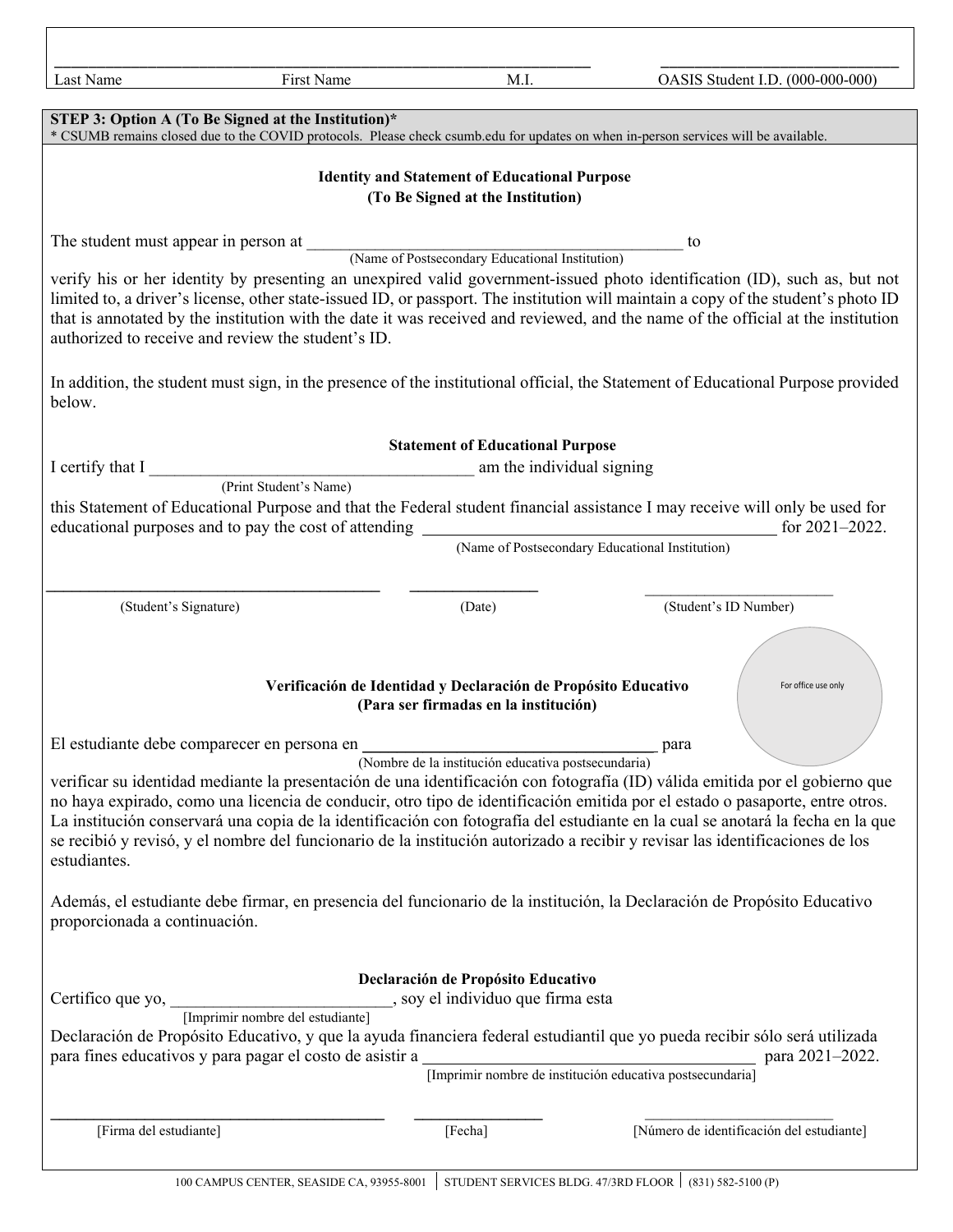| Last Name | First Name | M.I. | OASIS Student I.D. (000-000-000) |
|---|---|---|---|
| | | | |

**STEP 3: Option A (To Be Signed at the Institution)***

\* CSUMB remains closed due to the COVID protocols. Please check csumb.edu for updates on when in-person services will be available.

**Identity and Statement of Educational Purpose**
**(To Be Signed at the Institution)**

The student must appear in person at ______________________________________________ to
(Name of Postsecondary Educational Institution)
verify his or her identity by presenting an unexpired valid government-issued photo identification (ID), such as, but not limited to, a driver's license, other state-issued ID, or passport. The institution will maintain a copy of the student's photo ID that is annotated by the institution with the date it was received and reviewed, and the name of the official at the institution authorized to receive and review the student's ID.

In addition, the student must sign, in the presence of the institutional official, the Statement of Educational Purpose provided below.

**Statement of Educational Purpose**

I certify that I ______________________________________ am the individual signing
(Print Student's Name)
this Statement of Educational Purpose and that the Federal student financial assistance I may receive will only be used for educational purposes and to pay the cost of attending ________________________________________ for 2021–2022.
(Name of Postsecondary Educational Institution)

_______________________________________ _______________ _______________________

(Student's Signature) (Date) (Student's ID Number)

For office use only

**Verificación de Identidad y Declaración de Propósito Educativo**
**(Para ser firmadas en la institución)**

El estudiante debe comparecer en persona en ____________________________________ para
(Nombre de la institución educativa postsecundaria)
verificar su identidad mediante la presentación de una identificación con fotografía (ID) válida emitida por el gobierno que no haya expirado, como una licencia de conducir, otro tipo de identificación emitida por el estado o pasaporte, entre otros. La institución conservará una copia de la identificación con fotografía del estudiante en la cual se anotará la fecha en la que se recibió y revisó, y el nombre del funcionario de la institución autorizado a recibir y revisar las identificaciones de los estudiantes.

Además, el estudiante debe firmar, en presencia del funcionario de la institución, la Declaración de Propósito Educativo proporcionada a continuación.

**Declaración de Propósito Educativo**

Certifico que yo, ___________________________, soy el individuo que firma esta
[Imprimir nombre del estudiante]
Declaración de Propósito Educativo, y que la ayuda financiera federal estudiantil que yo pueda recibir sólo será utilizada para fines educativos y para pagar el costo de asistir a ______________________________________ para 2021–2022.
[Imprimir nombre de institución educativa postsecundaria]

_______________________________________ _______________ _______________________

[Firma del estudiante] [Fecha] [Número de identificación del estudiante]

100 CAMPUS CENTER, SEASIDE CA, 93955-8001 | STUDENT SERVICES BLDG. 47/3RD FLOOR | (831) 582-5100 (P)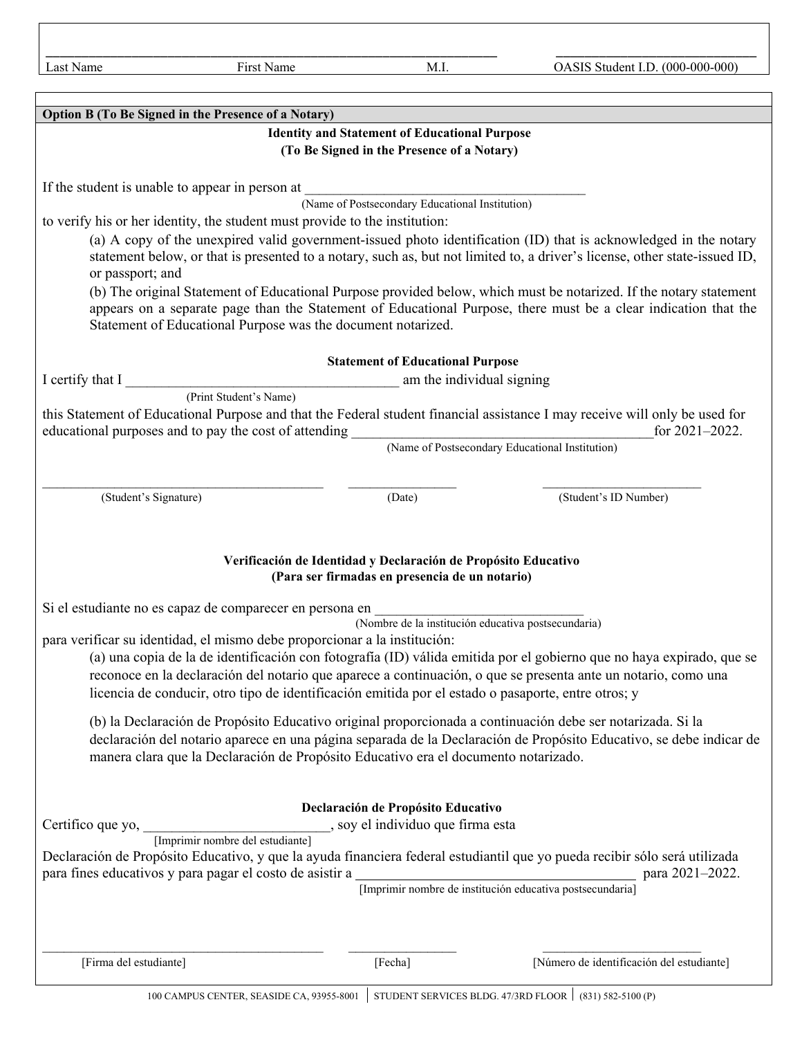| Last Name | First Name | M.I. | OASIS Student I.D. (000-000-000) |
|---|---|---|---|

**Option B (To Be Signed in the Presence of a Notary)**

**Identity and Statement of Educational Purpose**
**(To Be Signed in the Presence of a Notary)**

If the student is unable to appear in person at ________________________________________
(Name of Postsecondary Educational Institution)
to verify his or her identity, the student must provide to the institution:

(a) A copy of the unexpired valid government-issued photo identification (ID) that is acknowledged in the notary statement below, or that is presented to a notary, such as, but not limited to, a driver's license, other state-issued ID, or passport; and

(b) The original Statement of Educational Purpose provided below, which must be notarized. If the notary statement appears on a separate page than the Statement of Educational Purpose, there must be a clear indication that the Statement of Educational Purpose was the document notarized.

**Statement of Educational Purpose**

I certify that I ______________________________________ am the individual signing
(Print Student's Name)
this Statement of Educational Purpose and that the Federal student financial assistance I may receive will only be used for educational purposes and to pay the cost of attending __________________________________________for 2021–2022.
(Name of Postsecondary Educational Institution)

________________________________________ ________________ ________________________
(Student's Signature) (Date) (Student's ID Number)

**Verificación de Identidad y Declaración de Propósito Educativo**
**(Para ser firmadas en presencia de un notario)**

Si el estudiante no es capaz de comparecer en persona en ______________________________
(Nombre de la institución educativa postsecundaria)
para verificar su identidad, el mismo debe proporcionar a la institución:

(a) una copia de la de identificación con fotografía (ID) válida emitida por el gobierno que no haya expirado, que se reconoce en la declaración del notario que aparece a continuación, o que se presenta ante un notario, como una licencia de conducir, otro tipo de identificación emitida por el estado o pasaporte, entre otros; y

(b) la Declaración de Propósito Educativo original proporcionada a continuación debe ser notarizada. Si la declaración del notario aparece en una página separada de la Declaración de Propósito Educativo, se debe indicar de manera clara que la Declaración de Propósito Educativo era el documento notarizado.

**Declaración de Propósito Educativo**

Certifico que yo, __________________________, soy el individuo que firma esta
[Imprimir nombre del estudiante]
Declaración de Propósito Educativo, y que la ayuda financiera federal estudiantil que yo pueda recibir sólo será utilizada para fines educativos y para pagar el costo de asistir a ________________________________________ para 2021–2022.
[Imprimir nombre de institución educativa postsecundaria]

________________________________________ ________________ ________________________
[Firma del estudiante] [Fecha] [Número de identificación del estudiante]

100 CAMPUS CENTER, SEASIDE CA, 93955-8001 | STUDENT SERVICES BLDG. 47/3RD FLOOR | (831) 582-5100 (P)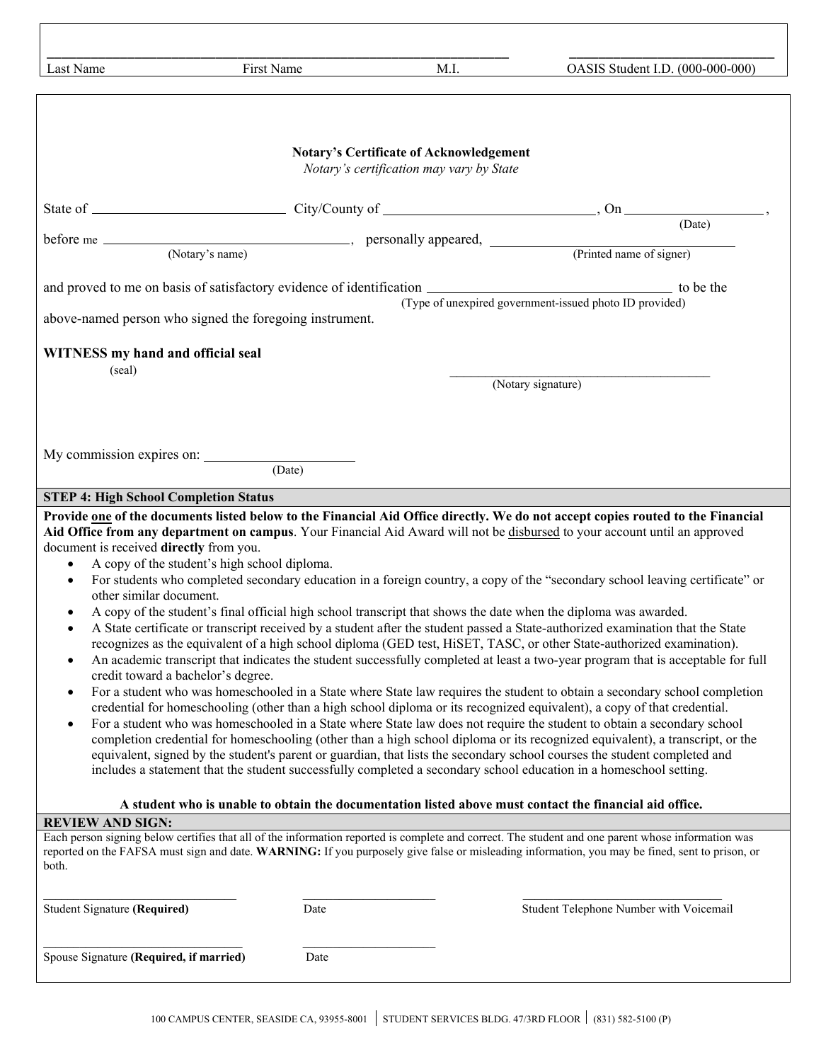Last Name First Name M.I. OASIS Student I.D. (000-000-000)

**Notary's Certificate of Acknowledgement**

*Notary's certification may vary by State*

State of ______________________ City/County of ______________________, On ______________________,
(Date)

before me ______________________, personally appeared, ______________________
(Notary's name) (Printed name of signer)

and proved to me on basis of satisfactory evidence of identification ______________________ to be the
(Type of unexpired government-issued photo ID provided)

above-named person who signed the foregoing instrument.

**WITNESS my hand and official seal**

(seal)

______________________
(Notary signature)

My commission expires on: ______________________
(Date)

**STEP 4: High School Completion Status**

**Provide one of the documents listed below to the Financial Aid Office directly. We do not accept copies routed to the Financial Aid Office from any department on campus**. Your Financial Aid Award will not be disbursed to your account until an approved document is received **directly** from you.

- A copy of the student's high school diploma.
- For students who completed secondary education in a foreign country, a copy of the "secondary school leaving certificate" or other similar document.
- A copy of the student's final official high school transcript that shows the date when the diploma was awarded.
- A State certificate or transcript received by a student after the student passed a State-authorized examination that the State recognizes as the equivalent of a high school diploma (GED test, HiSET, TASC, or other State-authorized examination).
- An academic transcript that indicates the student successfully completed at least a two-year program that is acceptable for full credit toward a bachelor's degree.
- For a student who was homeschooled in a State where State law requires the student to obtain a secondary school completion credential for homeschooling (other than a high school diploma or its recognized equivalent), a copy of that credential.
- For a student who was homeschooled in a State where State law does not require the student to obtain a secondary school completion credential for homeschooling (other than a high school diploma or its recognized equivalent), a transcript, or the equivalent, signed by the student's parent or guardian, that lists the secondary school courses the student completed and includes a statement that the student successfully completed a secondary school education in a homeschool setting.

**A student who is unable to obtain the documentation listed above must contact the financial aid office.**

**REVIEW AND SIGN:**

Each person signing below certifies that all of the information reported is complete and correct. The student and one parent whose information was reported on the FAFSA must sign and date. **WARNING:** If you purposely give false or misleading information, you may be fined, sent to prison, or both.

______________________ ______________________ ______________________
Student Signature **(Required)** Date Student Telephone Number with Voicemail

______________________ ______________________
Spouse Signature **(Required, if married)** Date

100 CAMPUS CENTER, SEASIDE CA, 93955-8001 | STUDENT SERVICES BLDG. 47/3RD FLOOR | (831) 582-5100 (P)